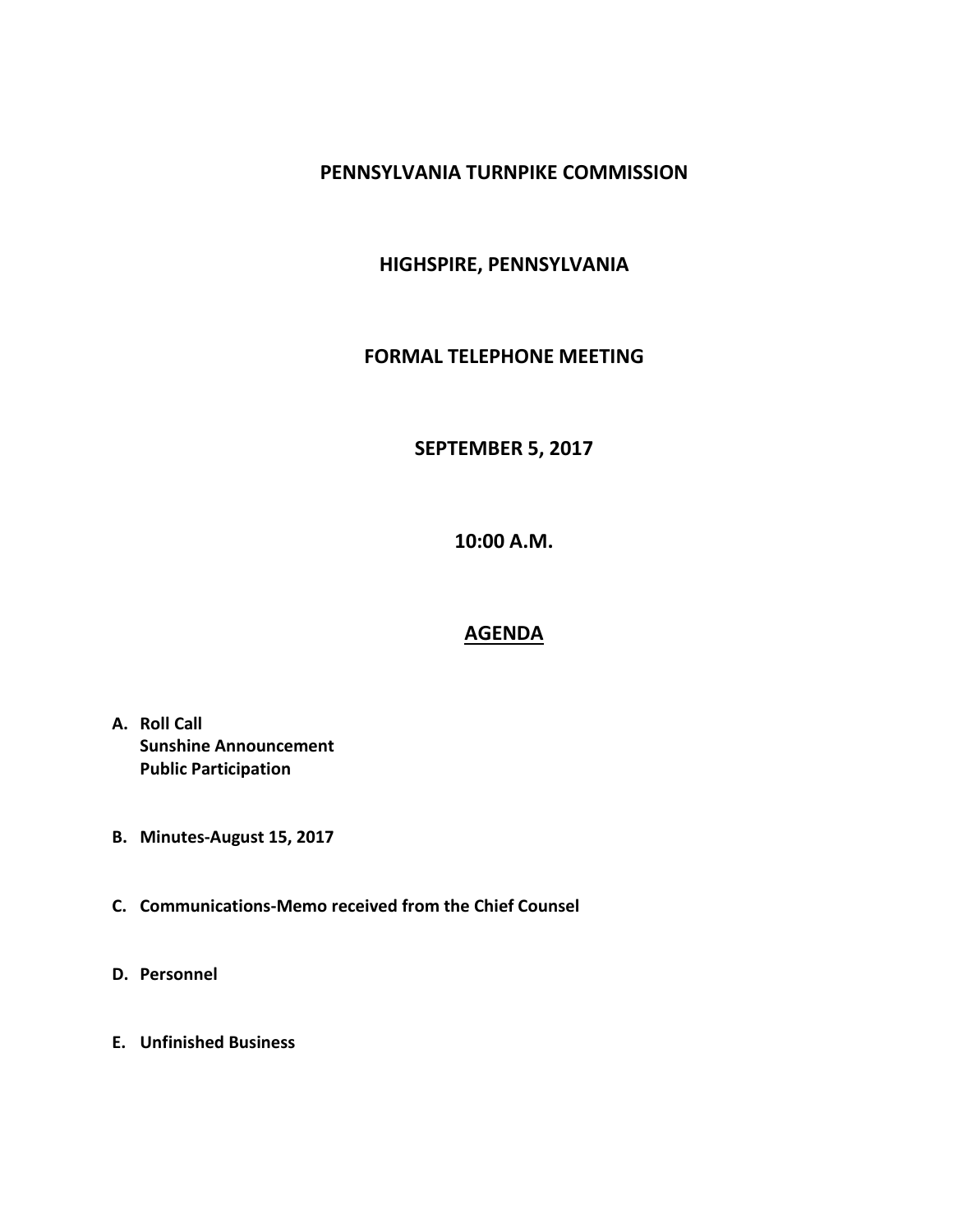# PENNSYLVANIA TURNPIKE COMMISSION

## HIGHSPIRE, PENNSYLVANIA

## FORMAL TELEPHONE MEETING

## SEPTEMBER 5, 2017

## 10:00 A.M.

## AGENDA

**A. Roll Call**
**Sunshine Announcement**
**Public Participation**

**B. Minutes-August 15, 2017**

**C. Communications-Memo received from the Chief Counsel**

**D. Personnel**

**E. Unfinished Business**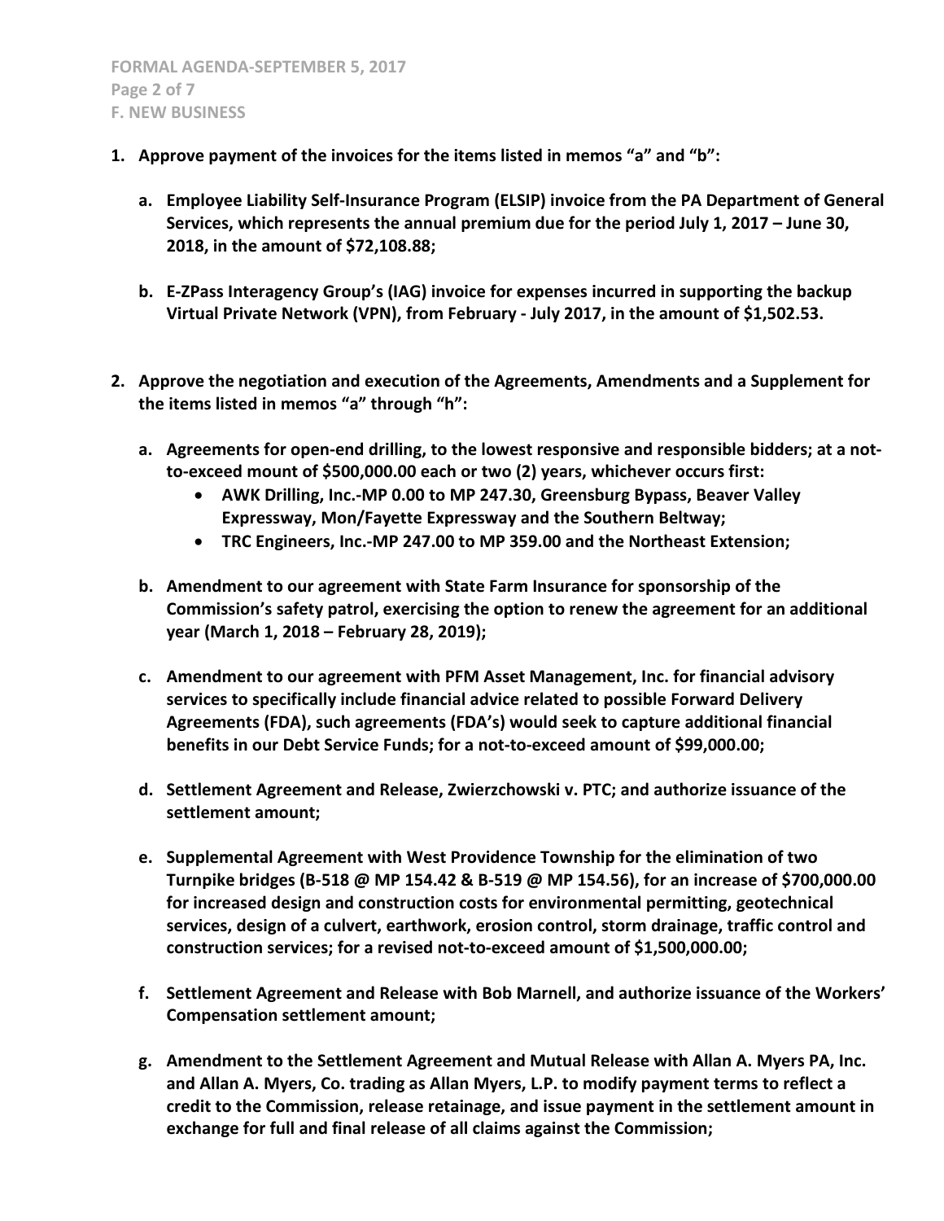**F. NEW BUSINESS**

1. **Approve payment of the invoices for the items listed in memos "a" and "b":**

    a. **Employee Liability Self-Insurance Program (ELSIP) invoice from the PA Department of General Services, which represents the annual premium due for the period July 1, 2017 – June 30, 2018, in the amount of $72,108.88;**

    b. **E-ZPass Interagency Group's (IAG) invoice for expenses incurred in supporting the backup Virtual Private Network (VPN), from February - July 2017, in the amount of $1,502.53.**

2. **Approve the negotiation and execution of the Agreements, Amendments and a Supplement for the items listed in memos "a" through "h":**

    a. **Agreements for open-end drilling, to the lowest responsive and responsible bidders; at a not-to-exceed mount of $500,000.00 each or two (2) years, whichever occurs first:**
        - **AWK Drilling, Inc.-MP 0.00 to MP 247.30, Greensburg Bypass, Beaver Valley Expressway, Mon/Fayette Expressway and the Southern Beltway;**
        - **TRC Engineers, Inc.-MP 247.00 to MP 359.00 and the Northeast Extension;**

    b. **Amendment to our agreement with State Farm Insurance for sponsorship of the Commission's safety patrol, exercising the option to renew the agreement for an additional year (March 1, 2018 – February 28, 2019);**

    c. **Amendment to our agreement with PFM Asset Management, Inc. for financial advisory services to specifically include financial advice related to possible Forward Delivery Agreements (FDA), such agreements (FDA's) would seek to capture additional financial benefits in our Debt Service Funds; for a not-to-exceed amount of $99,000.00;**

    d. **Settlement Agreement and Release, Zwierzchowski v. PTC; and authorize issuance of the settlement amount;**

    e. **Supplemental Agreement with West Providence Township for the elimination of two Turnpike bridges (B-518 @ MP 154.42 & B-519 @ MP 154.56), for an increase of $700,000.00 for increased design and construction costs for environmental permitting, geotechnical services, design of a culvert, earthwork, erosion control, storm drainage, traffic control and construction services; for a revised not-to-exceed amount of $1,500,000.00;**

    f. **Settlement Agreement and Release with Bob Marnell, and authorize issuance of the Workers' Compensation settlement amount;**

    g. **Amendment to the Settlement Agreement and Mutual Release with Allan A. Myers PA, Inc. and Allan A. Myers, Co. trading as Allan Myers, L.P. to modify payment terms to reflect a credit to the Commission, release retainage, and issue payment in the settlement amount in exchange for full and final release of all claims against the Commission;**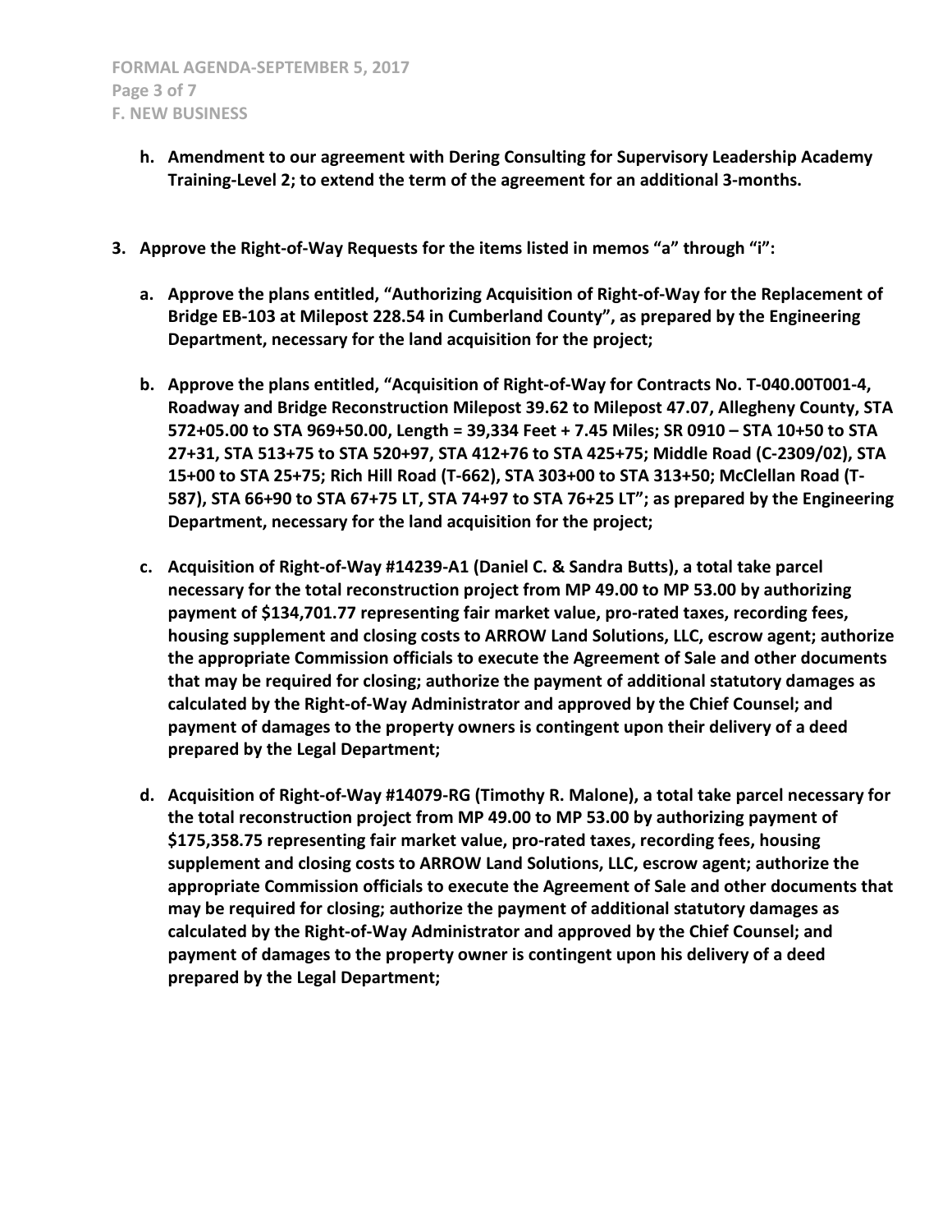**h. Amendment to our agreement with Dering Consulting for Supervisory Leadership Academy Training-Level 2; to extend the term of the agreement for an additional 3-months.**

**3. Approve the Right-of-Way Requests for the items listed in memos "a" through "i":**

**a. Approve the plans entitled, "Authorizing Acquisition of Right-of-Way for the Replacement of Bridge EB-103 at Milepost 228.54 in Cumberland County", as prepared by the Engineering Department, necessary for the land acquisition for the project;**

**b. Approve the plans entitled, "Acquisition of Right-of-Way for Contracts No. T-040.00T001-4, Roadway and Bridge Reconstruction Milepost 39.62 to Milepost 47.07, Allegheny County, STA 572+05.00 to STA 969+50.00, Length = 39,334 Feet + 7.45 Miles; SR 0910 – STA 10+50 to STA 27+31, STA 513+75 to STA 520+97, STA 412+76 to STA 425+75; Middle Road (C-2309/02), STA 15+00 to STA 25+75; Rich Hill Road (T-662), STA 303+00 to STA 313+50; McClellan Road (T-587), STA 66+90 to STA 67+75 LT, STA 74+97 to STA 76+25 LT"; as prepared by the Engineering Department, necessary for the land acquisition for the project;**

**c. Acquisition of Right-of-Way #14239-A1 (Daniel C. & Sandra Butts), a total take parcel necessary for the total reconstruction project from MP 49.00 to MP 53.00 by authorizing payment of $134,701.77 representing fair market value, pro-rated taxes, recording fees, housing supplement and closing costs to ARROW Land Solutions, LLC, escrow agent; authorize the appropriate Commission officials to execute the Agreement of Sale and other documents that may be required for closing; authorize the payment of additional statutory damages as calculated by the Right-of-Way Administrator and approved by the Chief Counsel; and payment of damages to the property owners is contingent upon their delivery of a deed prepared by the Legal Department;**

**d. Acquisition of Right-of-Way #14079-RG (Timothy R. Malone), a total take parcel necessary for the total reconstruction project from MP 49.00 to MP 53.00 by authorizing payment of $175,358.75 representing fair market value, pro-rated taxes, recording fees, housing supplement and closing costs to ARROW Land Solutions, LLC, escrow agent; authorize the appropriate Commission officials to execute the Agreement of Sale and other documents that may be required for closing; authorize the payment of additional statutory damages as calculated by the Right-of-Way Administrator and approved by the Chief Counsel; and payment of damages to the property owner is contingent upon his delivery of a deed prepared by the Legal Department;**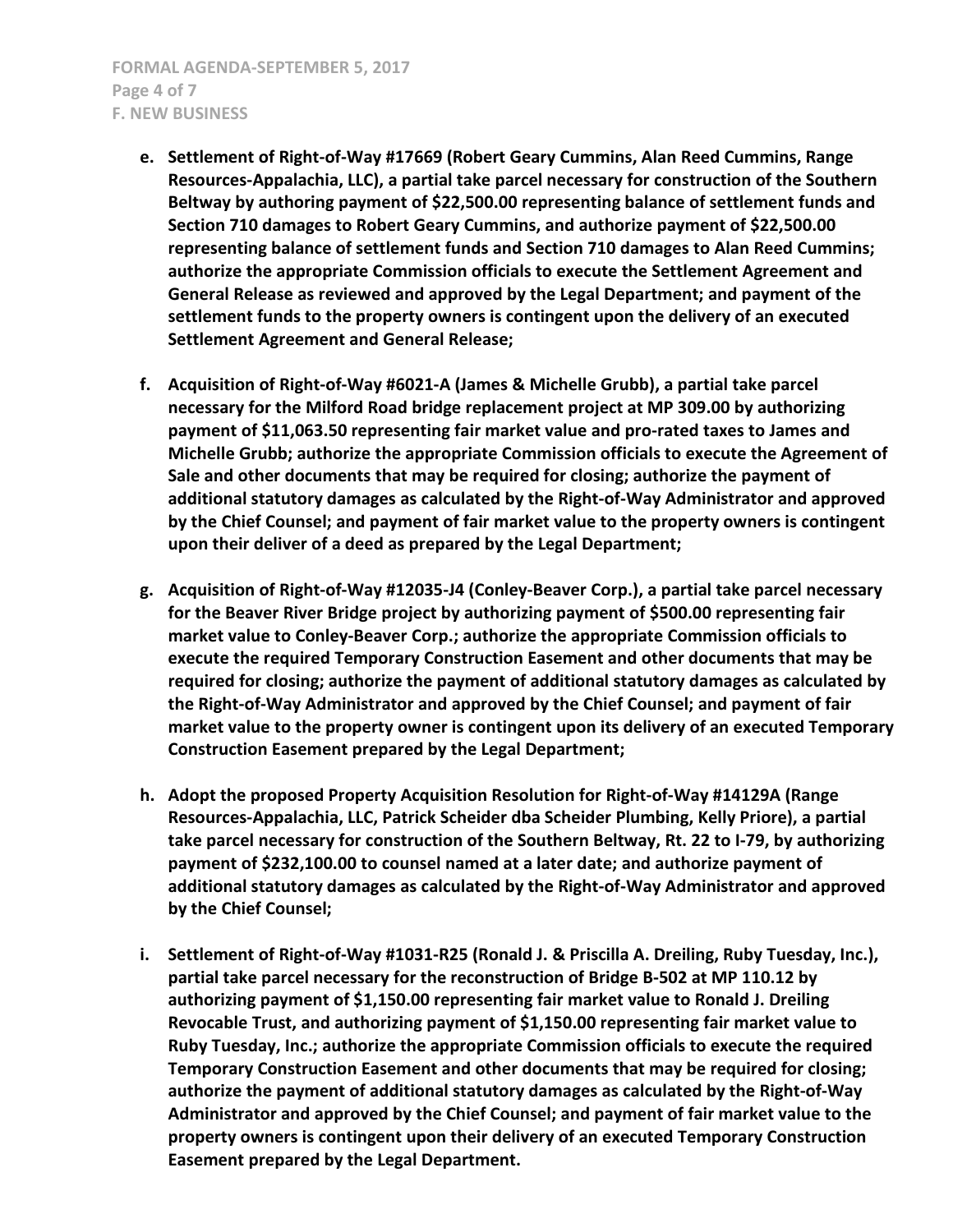- **e. Settlement of Right-of-Way #17669 (Robert Geary Cummins, Alan Reed Cummins, Range Resources-Appalachia, LLC), a partial take parcel necessary for construction of the Southern Beltway by authoring payment of $22,500.00 representing balance of settlement funds and Section 710 damages to Robert Geary Cummins, and authorize payment of $22,500.00 representing balance of settlement funds and Section 710 damages to Alan Reed Cummins; authorize the appropriate Commission officials to execute the Settlement Agreement and General Release as reviewed and approved by the Legal Department; and payment of the settlement funds to the property owners is contingent upon the delivery of an executed Settlement Agreement and General Release;**

- **f. Acquisition of Right-of-Way #6021-A (James & Michelle Grubb), a partial take parcel necessary for the Milford Road bridge replacement project at MP 309.00 by authorizing payment of $11,063.50 representing fair market value and pro-rated taxes to James and Michelle Grubb; authorize the appropriate Commission officials to execute the Agreement of Sale and other documents that may be required for closing; authorize the payment of additional statutory damages as calculated by the Right-of-Way Administrator and approved by the Chief Counsel; and payment of fair market value to the property owners is contingent upon their deliver of a deed as prepared by the Legal Department;**

- **g. Acquisition of Right-of-Way #12035-J4 (Conley-Beaver Corp.), a partial take parcel necessary for the Beaver River Bridge project by authorizing payment of $500.00 representing fair market value to Conley-Beaver Corp.; authorize the appropriate Commission officials to execute the required Temporary Construction Easement and other documents that may be required for closing; authorize the payment of additional statutory damages as calculated by the Right-of-Way Administrator and approved by the Chief Counsel; and payment of fair market value to the property owner is contingent upon its delivery of an executed Temporary Construction Easement prepared by the Legal Department;**

- **h. Adopt the proposed Property Acquisition Resolution for Right-of-Way #14129A (Range Resources-Appalachia, LLC, Patrick Scheider dba Scheider Plumbing, Kelly Priore), a partial take parcel necessary for construction of the Southern Beltway, Rt. 22 to I-79, by authorizing payment of $232,100.00 to counsel named at a later date; and authorize payment of additional statutory damages as calculated by the Right-of-Way Administrator and approved by the Chief Counsel;**

- **i. Settlement of Right-of-Way #1031-R25 (Ronald J. & Priscilla A. Dreiling, Ruby Tuesday, Inc.), partial take parcel necessary for the reconstruction of Bridge B-502 at MP 110.12 by authorizing payment of $1,150.00 representing fair market value to Ronald J. Dreiling Revocable Trust, and authorizing payment of $1,150.00 representing fair market value to Ruby Tuesday, Inc.; authorize the appropriate Commission officials to execute the required Temporary Construction Easement and other documents that may be required for closing; authorize the payment of additional statutory damages as calculated by the Right-of-Way Administrator and approved by the Chief Counsel; and payment of fair market value to the property owners is contingent upon their delivery of an executed Temporary Construction Easement prepared by the Legal Department.**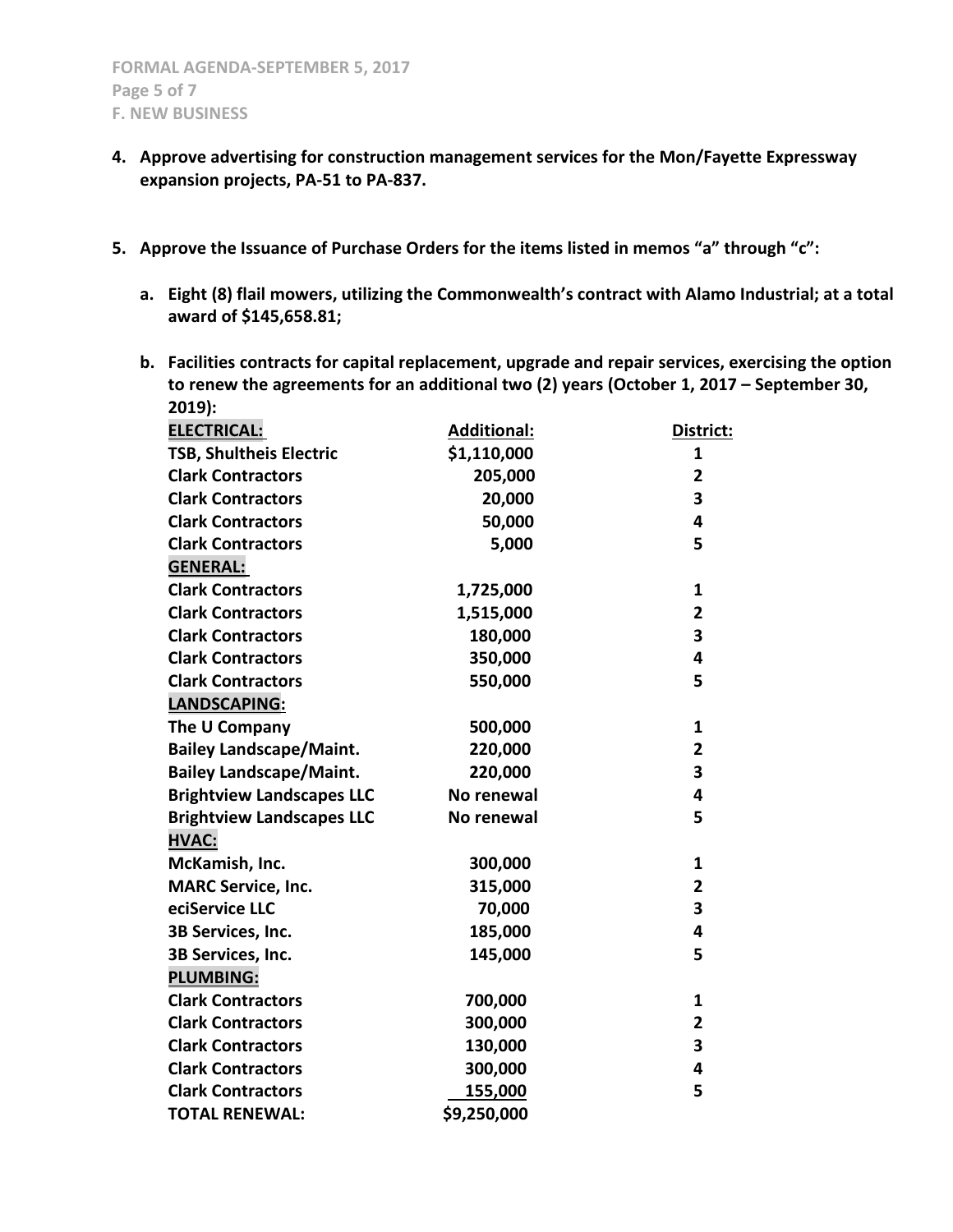4. **Approve advertising for construction management services for the Mon/Fayette Expressway expansion projects, PA-51 to PA-837.**

5. **Approve the Issuance of Purchase Orders for the items listed in memos "a" through "c":**

   a. **Eight (8) flail mowers, utilizing the Commonwealth's contract with Alamo Industrial; at a total award of $145,658.81;**

   b. **Facilities contracts for capital replacement, upgrade and repair services, exercising the option to renew the agreements for an additional two (2) years (October 1, 2017 – September 30, 2019):**

| | Additional: | District: |
|---|---|---|
| **ELECTRICAL:** | | |
| TSB, Shultheis Electric | $1,110,000 | 1 |
| Clark Contractors | 205,000 | 2 |
| Clark Contractors | 20,000 | 3 |
| Clark Contractors | 50,000 | 4 |
| Clark Contractors | 5,000 | 5 |
| **GENERAL:** | | |
| Clark Contractors | 1,725,000 | 1 |
| Clark Contractors | 1,515,000 | 2 |
| Clark Contractors | 180,000 | 3 |
| Clark Contractors | 350,000 | 4 |
| Clark Contractors | 550,000 | 5 |
| **LANDSCAPING:** | | |
| The U Company | 500,000 | 1 |
| Bailey Landscape/Maint. | 220,000 | 2 |
| Bailey Landscape/Maint. | 220,000 | 3 |
| Brightview Landscapes LLC | No renewal | 4 |
| Brightview Landscapes LLC | No renewal | 5 |
| **HVAC:** | | |
| McKamish, Inc. | 300,000 | 1 |
| MARC Service, Inc. | 315,000 | 2 |
| eciService LLC | 70,000 | 3 |
| 3B Services, Inc. | 185,000 | 4 |
| 3B Services, Inc. | 145,000 | 5 |
| **PLUMBING:** | | |
| Clark Contractors | 700,000 | 1 |
| Clark Contractors | 300,000 | 2 |
| Clark Contractors | 130,000 | 3 |
| Clark Contractors | 300,000 | 4 |
| Clark Contractors | 155,000 | 5 |
| **TOTAL RENEWAL:** | $9,250,000 | |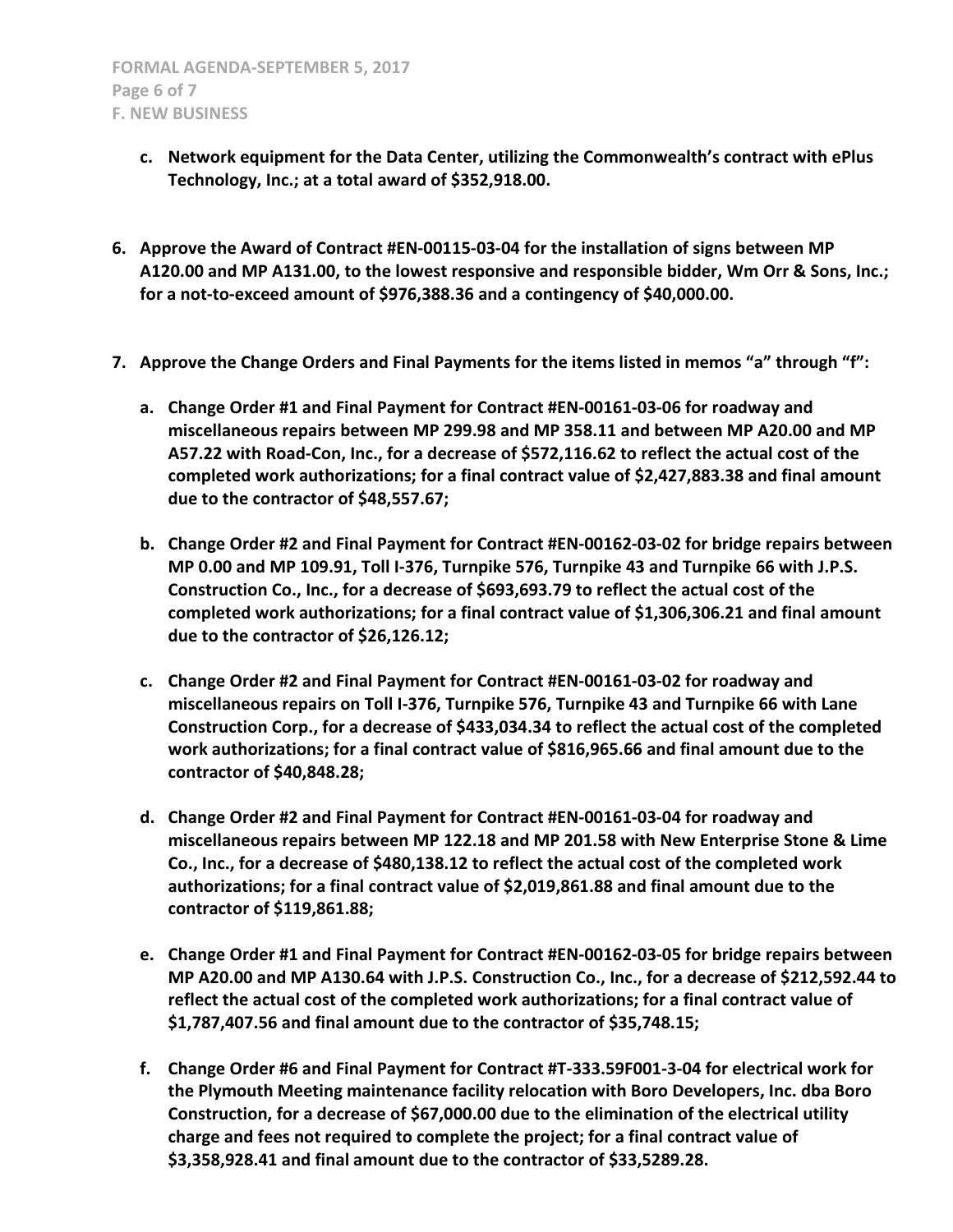c. **Network equipment for the Data Center, utilizing the Commonwealth's contract with ePlus Technology, Inc.; at a total award of $352,918.00.**

6. **Approve the Award of Contract #EN-00115-03-04 for the installation of signs between MP A120.00 and MP A131.00, to the lowest responsive and responsible bidder, Wm Orr & Sons, Inc.; for a not-to-exceed amount of $976,388.36 and a contingency of $40,000.00.**

7. **Approve the Change Orders and Final Payments for the items listed in memos "a" through "f":**

   a. **Change Order #1 and Final Payment for Contract #EN-00161-03-06 for roadway and miscellaneous repairs between MP 299.98 and MP 358.11 and between MP A20.00 and MP A57.22 with Road-Con, Inc., for a decrease of $572,116.62 to reflect the actual cost of the completed work authorizations; for a final contract value of $2,427,883.38 and final amount due to the contractor of $48,557.67;**

   b. **Change Order #2 and Final Payment for Contract #EN-00162-03-02 for bridge repairs between MP 0.00 and MP 109.91, Toll I-376, Turnpike 576, Turnpike 43 and Turnpike 66 with J.P.S. Construction Co., Inc., for a decrease of $693,693.79 to reflect the actual cost of the completed work authorizations; for a final contract value of $1,306,306.21 and final amount due to the contractor of $26,126.12;**

   c. **Change Order #2 and Final Payment for Contract #EN-00161-03-02 for roadway and miscellaneous repairs on Toll I-376, Turnpike 576, Turnpike 43 and Turnpike 66 with Lane Construction Corp., for a decrease of $433,034.34 to reflect the actual cost of the completed work authorizations; for a final contract value of $816,965.66 and final amount due to the contractor of $40,848.28;**

   d. **Change Order #2 and Final Payment for Contract #EN-00161-03-04 for roadway and miscellaneous repairs between MP 122.18 and MP 201.58 with New Enterprise Stone & Lime Co., Inc., for a decrease of $480,138.12 to reflect the actual cost of the completed work authorizations; for a final contract value of $2,019,861.88 and final amount due to the contractor of $119,861.88;**

   e. **Change Order #1 and Final Payment for Contract #EN-00162-03-05 for bridge repairs between MP A20.00 and MP A130.64 with J.P.S. Construction Co., Inc., for a decrease of $212,592.44 to reflect the actual cost of the completed work authorizations; for a final contract value of $1,787,407.56 and final amount due to the contractor of $35,748.15;**

   f. **Change Order #6 and Final Payment for Contract #T-333.59F001-3-04 for electrical work for the Plymouth Meeting maintenance facility relocation with Boro Developers, Inc. dba Boro Construction, for a decrease of $67,000.00 due to the elimination of the electrical utility charge and fees not required to complete the project; for a final contract value of $3,358,928.41 and final amount due to the contractor of $33,5289.28.**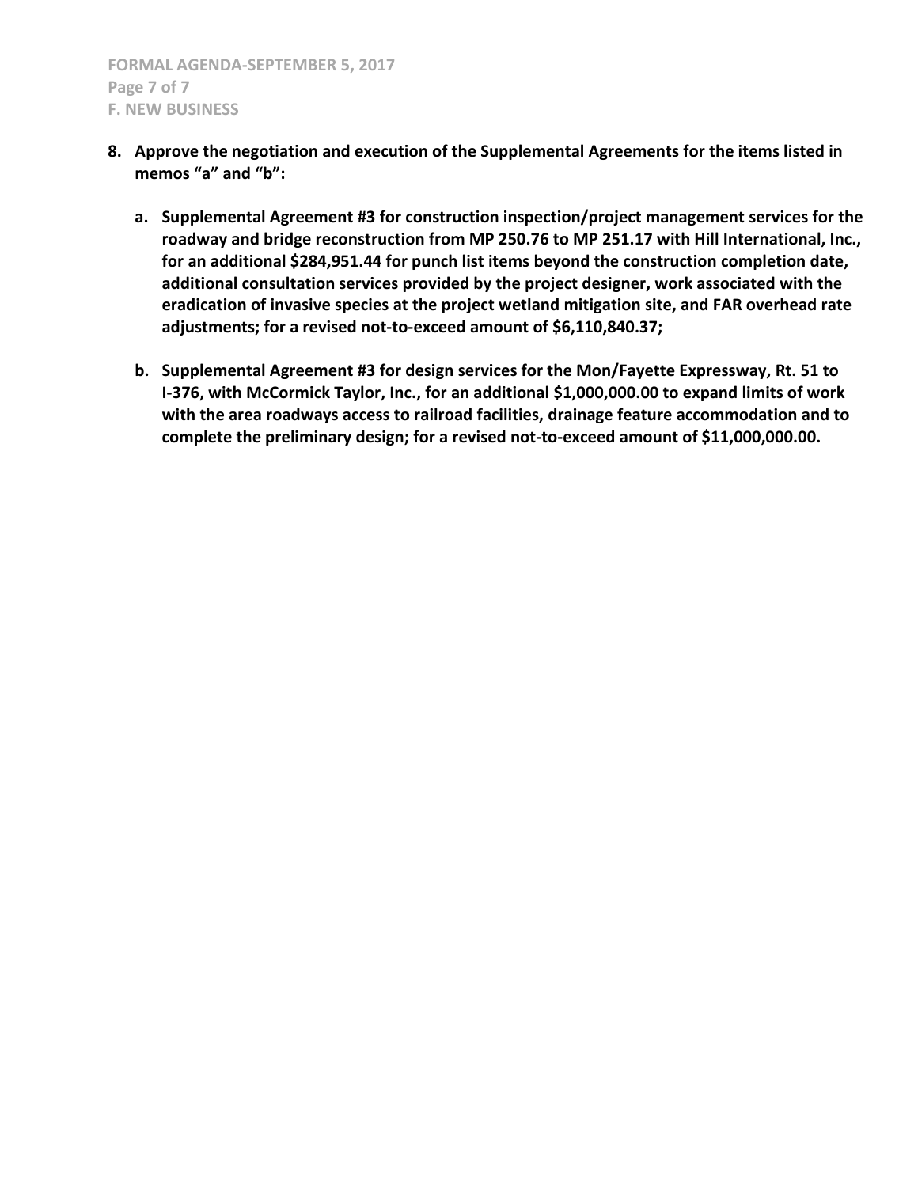**8. Approve the negotiation and execution of the Supplemental Agreements for the items listed in memos "a" and "b":**

   **a. Supplemental Agreement #3 for construction inspection/project management services for the roadway and bridge reconstruction from MP 250.76 to MP 251.17 with Hill International, Inc., for an additional $284,951.44 for punch list items beyond the construction completion date, additional consultation services provided by the project designer, work associated with the eradication of invasive species at the project wetland mitigation site, and FAR overhead rate adjustments; for a revised not-to-exceed amount of $6,110,840.37;**

   **b. Supplemental Agreement #3 for design services for the Mon/Fayette Expressway, Rt. 51 to I-376, with McCormick Taylor, Inc., for an additional $1,000,000.00 to expand limits of work with the area roadways access to railroad facilities, drainage feature accommodation and to complete the preliminary design; for a revised not-to-exceed amount of $11,000,000.00.**